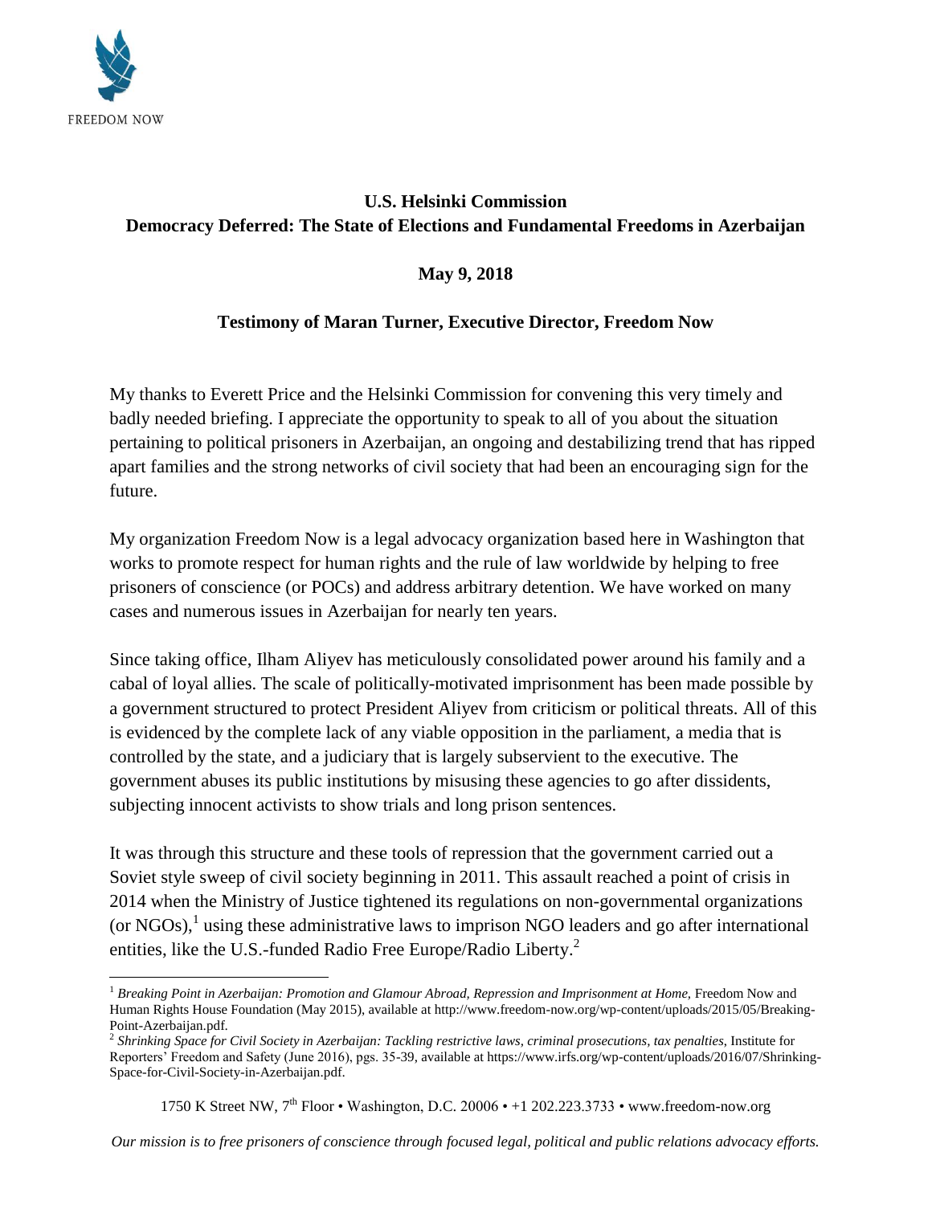FREEDOM NOW

**U.S. Helsinki Commission**
**Democracy Deferred: The State of Elections and Fundamental Freedoms in Azerbaijan**

**May 9, 2018**

**Testimony of Maran Turner, Executive Director, Freedom Now**

My thanks to Everett Price and the Helsinki Commission for convening this very timely and badly needed briefing. I appreciate the opportunity to speak to all of you about the situation pertaining to political prisoners in Azerbaijan, an ongoing and destabilizing trend that has ripped apart families and the strong networks of civil society that had been an encouraging sign for the future.

My organization Freedom Now is a legal advocacy organization based here in Washington that works to promote respect for human rights and the rule of law worldwide by helping to free prisoners of conscience (or POCs) and address arbitrary detention. We have worked on many cases and numerous issues in Azerbaijan for nearly ten years.

Since taking office, Ilham Aliyev has meticulously consolidated power around his family and a cabal of loyal allies. The scale of politically-motivated imprisonment has been made possible by a government structured to protect President Aliyev from criticism or political threats. All of this is evidenced by the complete lack of any viable opposition in the parliament, a media that is controlled by the state, and a judiciary that is largely subservient to the executive. The government abuses its public institutions by misusing these agencies to go after dissidents, subjecting innocent activists to show trials and long prison sentences.

It was through this structure and these tools of repression that the government carried out a Soviet style sweep of civil society beginning in 2011. This assault reached a point of crisis in 2014 when the Ministry of Justice tightened its regulations on non-governmental organizations (or NGOs),[1] using these administrative laws to imprison NGO leaders and go after international entities, like the U.S.-funded Radio Free Europe/Radio Liberty.[2]

---

[1] *Breaking Point in Azerbaijan: Promotion and Glamour Abroad, Repression and Imprisonment at Home,* Freedom Now and Human Rights House Foundation (May 2015), available at http://www.freedom-now.org/wp-content/uploads/2015/05/Breaking-Point-Azerbaijan.pdf.

[2] *Shrinking Space for Civil Society in Azerbaijan: Tackling restrictive laws, criminal prosecutions, tax penalties,* Institute for Reporters' Freedom and Safety (June 2016), pgs. 35-39, available at https://www.irfs.org/wp-content/uploads/2016/07/Shrinking-Space-for-Civil-Society-in-Azerbaijan.pdf.

1750 K Street NW, 7th Floor • Washington, D.C. 20006 • +1 202.223.3733 • www.freedom-now.org

*Our mission is to free prisoners of conscience through focused legal, political and public relations advocacy efforts.*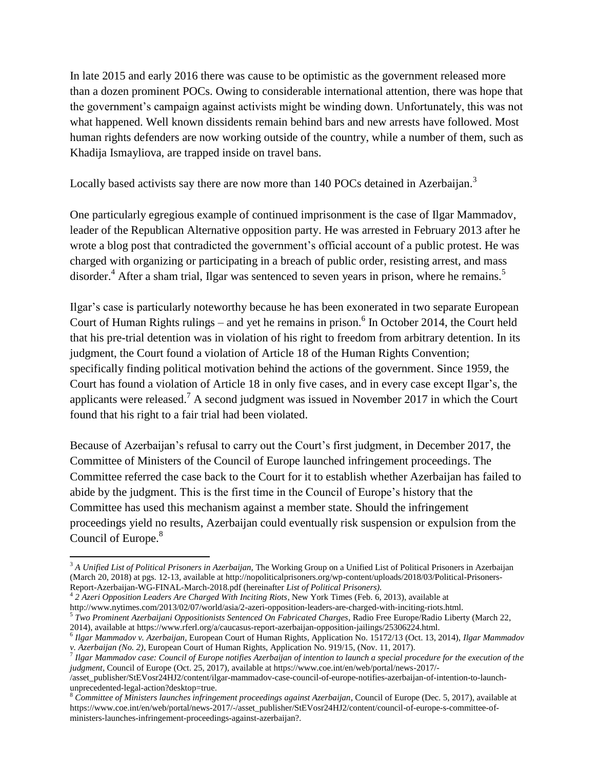In late 2015 and early 2016 there was cause to be optimistic as the government released more than a dozen prominent POCs. Owing to considerable international attention, there was hope that the government's campaign against activists might be winding down. Unfortunately, this was not what happened. Well known dissidents remain behind bars and new arrests have followed. Most human rights defenders are now working outside of the country, while a number of them, such as Khadija Ismayliova, are trapped inside on travel bans.

Locally based activists say there are now more than 140 POCs detained in Azerbaijan.[3]

One particularly egregious example of continued imprisonment is the case of Ilgar Mammadov, leader of the Republican Alternative opposition party. He was arrested in February 2013 after he wrote a blog post that contradicted the government's official account of a public protest. He was charged with organizing or participating in a breach of public order, resisting arrest, and mass disorder.[4] After a sham trial, Ilgar was sentenced to seven years in prison, where he remains.[5]

Ilgar's case is particularly noteworthy because he has been exonerated in two separate European Court of Human Rights rulings – and yet he remains in prison.[6] In October 2014, the Court held that his pre-trial detention was in violation of his right to freedom from arbitrary detention. In its judgment, the Court found a violation of Article 18 of the Human Rights Convention; specifically finding political motivation behind the actions of the government. Since 1959, the Court has found a violation of Article 18 in only five cases, and in every case except Ilgar's, the applicants were released.[7] A second judgment was issued in November 2017 in which the Court found that his right to a fair trial had been violated.

Because of Azerbaijan's refusal to carry out the Court's first judgment, in December 2017, the Committee of Ministers of the Council of Europe launched infringement proceedings. The Committee referred the case back to the Court for it to establish whether Azerbaijan has failed to abide by the judgment. This is the first time in the Council of Europe's history that the Committee has used this mechanism against a member state. Should the infringement proceedings yield no results, Azerbaijan could eventually risk suspension or expulsion from the Council of Europe.[8]

---

[3] *A Unified List of Political Prisoners in Azerbaijan*, The Working Group on a Unified List of Political Prisoners in Azerbaijan (March 20, 2018) at pgs. 12-13, available at http://nopoliticalprisoners.org/wp-content/uploads/2018/03/Political-Prisoners-Report-Azerbaijan-WG-FINAL-March-2018.pdf (hereinafter *List of Political Prisoners).*

[4] *2 Azeri Opposition Leaders Are Charged With Inciting Riots*, New York Times (Feb. 6, 2013), available at http://www.nytimes.com/2013/02/07/world/asia/2-azeri-opposition-leaders-are-charged-with-inciting-riots.html.

[5] *Two Prominent Azerbaijani Oppositionists Sentenced On Fabricated Charges*, Radio Free Europe/Radio Liberty (March 22, 2014), available at https://www.rferl.org/a/caucasus-report-azerbaijan-opposition-jailings/25306224.html.

[6] *Ilgar Mammadov v. Azerbaijan*, European Court of Human Rights, Application No. 15172/13 (Oct. 13, 2014), *Ilgar Mammadov v. Azerbaijan (No. 2)*, European Court of Human Rights, Application No. 919/15, (Nov. 11, 2017).

[7] *Ilgar Mammadov case: Council of Europe notifies Azerbaijan of intention to launch a special procedure for the execution of the judgment*, Council of Europe (Oct. 25, 2017), available at https://www.coe.int/en/web/portal/news-2017/-/asset_publisher/StEVosr24HJ2/content/ilgar-mammadov-case-council-of-europe-notifies-azerbaijan-of-intention-to-launch-unprecedented-legal-action?desktop=true.

[8] *Committee of Ministers launches infringement proceedings against Azerbaijan*, Council of Europe (Dec. 5, 2017), available at https://www.coe.int/en/web/portal/news-2017/-/asset_publisher/StEVosr24HJ2/content/council-of-europe-s-committee-of-ministers-launches-infringement-proceedings-against-azerbaijan?.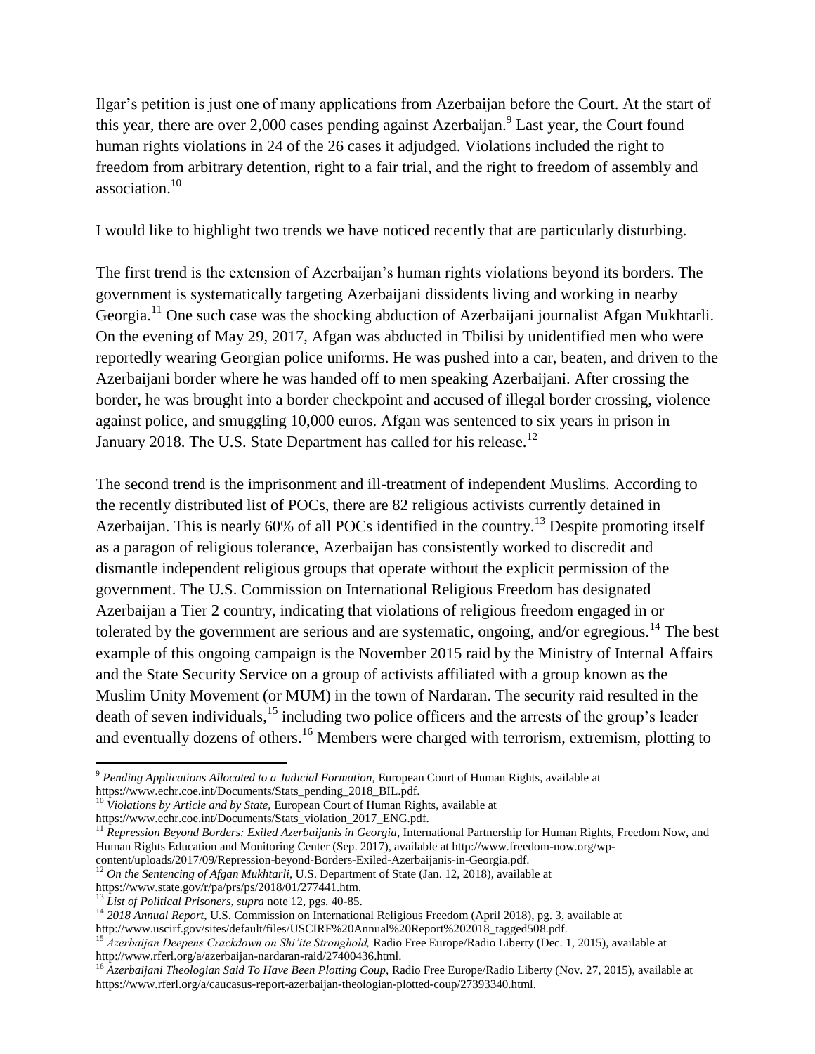Ilgar's petition is just one of many applications from Azerbaijan before the Court. At the start of this year, there are over 2,000 cases pending against Azerbaijan.[9] Last year, the Court found human rights violations in 24 of the 26 cases it adjudged. Violations included the right to freedom from arbitrary detention, right to a fair trial, and the right to freedom of assembly and association.[10]

I would like to highlight two trends we have noticed recently that are particularly disturbing.

The first trend is the extension of Azerbaijan's human rights violations beyond its borders. The government is systematically targeting Azerbaijani dissidents living and working in nearby Georgia.[11] One such case was the shocking abduction of Azerbaijani journalist Afgan Mukhtarli. On the evening of May 29, 2017, Afgan was abducted in Tbilisi by unidentified men who were reportedly wearing Georgian police uniforms. He was pushed into a car, beaten, and driven to the Azerbaijani border where he was handed off to men speaking Azerbaijani. After crossing the border, he was brought into a border checkpoint and accused of illegal border crossing, violence against police, and smuggling 10,000 euros. Afgan was sentenced to six years in prison in January 2018. The U.S. State Department has called for his release.[12]

The second trend is the imprisonment and ill-treatment of independent Muslims. According to the recently distributed list of POCs, there are 82 religious activists currently detained in Azerbaijan. This is nearly 60% of all POCs identified in the country.[13] Despite promoting itself as a paragon of religious tolerance, Azerbaijan has consistently worked to discredit and dismantle independent religious groups that operate without the explicit permission of the government. The U.S. Commission on International Religious Freedom has designated Azerbaijan a Tier 2 country, indicating that violations of religious freedom engaged in or tolerated by the government are serious and are systematic, ongoing, and/or egregious.[14] The best example of this ongoing campaign is the November 2015 raid by the Ministry of Internal Affairs and the State Security Service on a group of activists affiliated with a group known as the Muslim Unity Movement (or MUM) in the town of Nardaran. The security raid resulted in the death of seven individuals,[15] including two police officers and the arrests of the group's leader and eventually dozens of others.[16] Members were charged with terrorism, extremism, plotting to

---

[9] *Pending Applications Allocated to a Judicial Formation*, European Court of Human Rights, available at https://www.echr.coe.int/Documents/Stats_pending_2018_BIL.pdf.

[10] *Violations by Article and by State*, European Court of Human Rights, available at https://www.echr.coe.int/Documents/Stats_violation_2017_ENG.pdf.

[11] *Repression Beyond Borders: Exiled Azerbaijanis in Georgia*, International Partnership for Human Rights, Freedom Now, and Human Rights Education and Monitoring Center (Sep. 2017), available at http://www.freedom-now.org/wp-content/uploads/2017/09/Repression-beyond-Borders-Exiled-Azerbaijanis-in-Georgia.pdf.

[12] *On the Sentencing of Afgan Mukhtarli*, U.S. Department of State (Jan. 12, 2018), available at https://www.state.gov/r/pa/prs/ps/2018/01/277441.htm.

[13] *List of Political Prisoners*, *supra* note 12, pgs. 40-85.

[14] *2018 Annual Report*, U.S. Commission on International Religious Freedom (April 2018), pg. 3, available at http://www.uscirf.gov/sites/default/files/USCIRF%20Annual%20Report%202018_tagged508.pdf.

[15] *Azerbaijan Deepens Crackdown on Shi'ite Stronghold,* Radio Free Europe/Radio Liberty (Dec. 1, 2015), available at http://www.rferl.org/a/azerbaijan-nardaran-raid/27400436.html.

[16] *Azerbaijani Theologian Said To Have Been Plotting Coup*, Radio Free Europe/Radio Liberty (Nov. 27, 2015), available at https://www.rferl.org/a/caucasus-report-azerbaijan-theologian-plotted-coup/27393340.html.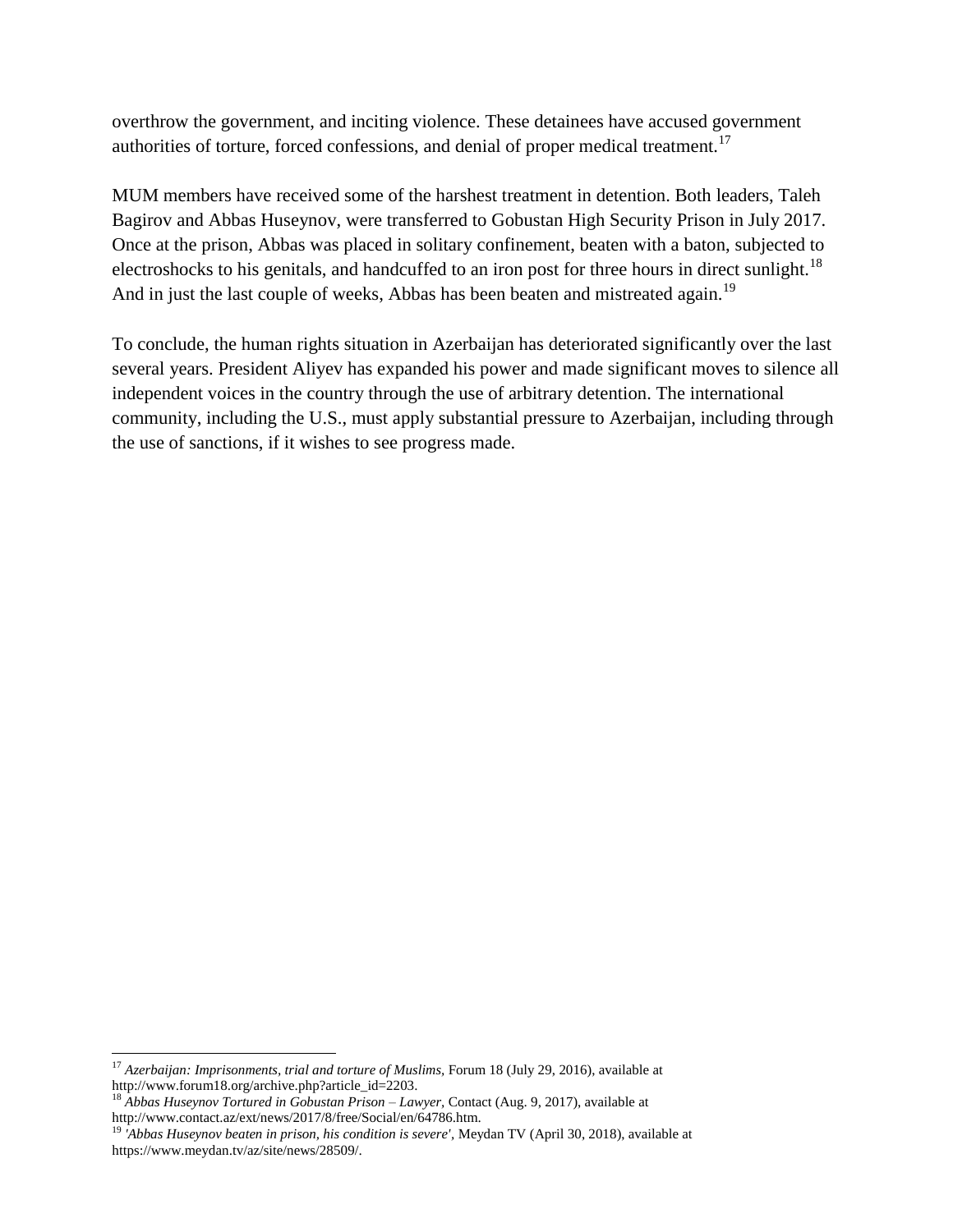overthrow the government, and inciting violence. These detainees have accused government authorities of torture, forced confessions, and denial of proper medical treatment.[17]

MUM members have received some of the harshest treatment in detention. Both leaders, Taleh Bagirov and Abbas Huseynov, were transferred to Gobustan High Security Prison in July 2017. Once at the prison, Abbas was placed in solitary confinement, beaten with a baton, subjected to electroshocks to his genitals, and handcuffed to an iron post for three hours in direct sunlight.[18] And in just the last couple of weeks, Abbas has been beaten and mistreated again.[19]

To conclude, the human rights situation in Azerbaijan has deteriorated significantly over the last several years. President Aliyev has expanded his power and made significant moves to silence all independent voices in the country through the use of arbitrary detention. The international community, including the U.S., must apply substantial pressure to Azerbaijan, including through the use of sanctions, if it wishes to see progress made.

---

[17] *Azerbaijan: Imprisonments, trial and torture of Muslims*, Forum 18 (July 29, 2016), available at http://www.forum18.org/archive.php?article_id=2203.

[18] *Abbas Huseynov Tortured in Gobustan Prison – Lawyer*, Contact (Aug. 9, 2017), available at http://www.contact.az/ext/news/2017/8/free/Social/en/64786.htm.

[19] *'Abbas Huseynov beaten in prison, his condition is severe'*, Meydan TV (April 30, 2018), available at https://www.meydan.tv/az/site/news/28509/.